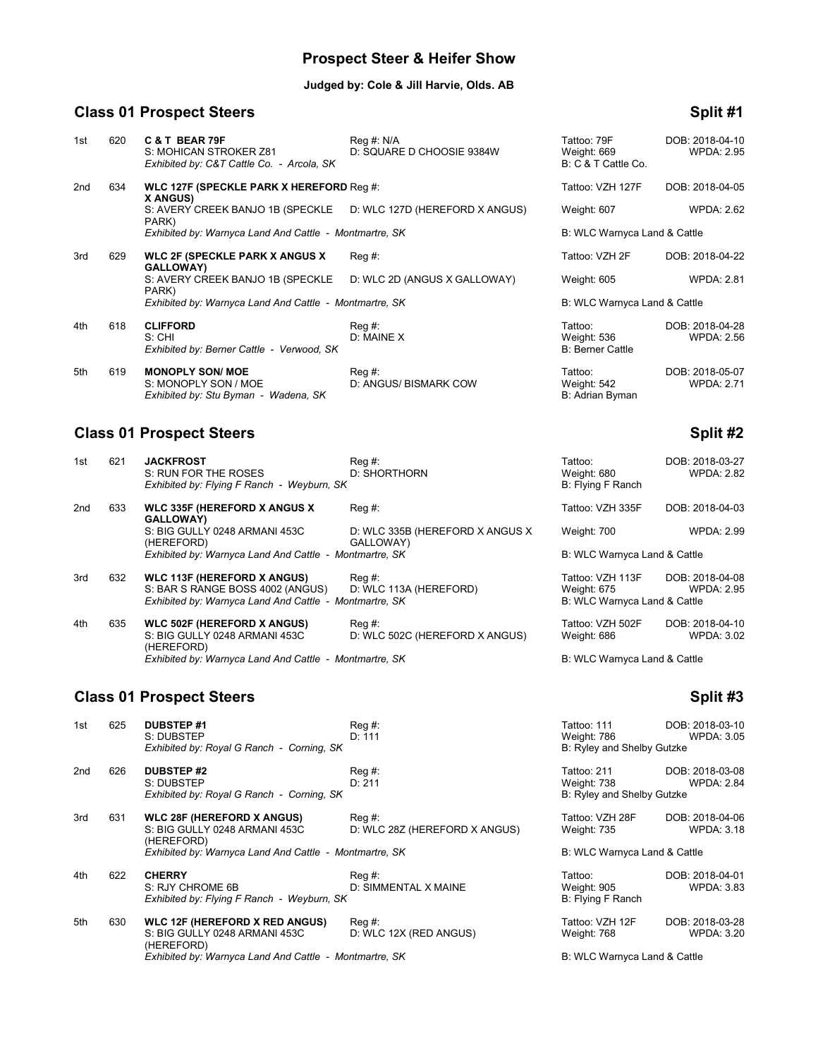# Prospect Steer & Heifer Show

**Judged by: Cole & Jill Harvie, Olds. AB**

## Class 01 Prospect Steers — Split #1

| Place | No. | Entry | Reg #/Dam | Tattoo/Weight/Breeder | DOB/WPDA |
|---|---|---|---|---|---|
| 1st | 620 | **C & T BEAR 79F**<br>S: MOHICAN STROKER Z81<br>*Exhibited by: C&T Cattle Co. - Arcola, SK* | Reg #: N/A<br>D: SQUARE D CHOOSIE 9384W | Tattoo: 79F<br>Weight: 669<br>B: C & T Cattle Co. | DOB: 2018-04-10<br>WPDA: 2.95 |
| 2nd | 634 | **WLC 127F (SPECKLE PARK X HEREFORD X ANGUS)**<br>S: AVERY CREEK BANJO 1B (SPECKLE PARK)<br>*Exhibited by: Warnyca Land And Cattle - Montmartre, SK* | Reg #:<br>D: WLC 127D (HEREFORD X ANGUS) | Tattoo: VZH 127F<br>Weight: 607<br>B: WLC Warnyca Land & Cattle | DOB: 2018-04-05<br>WPDA: 2.62 |
| 3rd | 629 | **WLC 2F (SPECKLE PARK X ANGUS X GALLOWAY)**<br>S: AVERY CREEK BANJO 1B (SPECKLE PARK)<br>*Exhibited by: Warnyca Land And Cattle - Montmartre, SK* | Reg #:<br>D: WLC 2D (ANGUS X GALLOWAY) | Tattoo: VZH 2F<br>Weight: 605<br>B: WLC Warnyca Land & Cattle | DOB: 2018-04-22<br>WPDA: 2.81 |
| 4th | 618 | **CLIFFORD**<br>S: CHI<br>*Exhibited by: Berner Cattle - Verwood, SK* | Reg #:<br>D: MAINE X | Tattoo:<br>Weight: 536<br>B: Berner Cattle | DOB: 2018-04-28<br>WPDA: 2.56 |
| 5th | 619 | **MONOPLY SON/ MOE**<br>S: MONOPLY SON / MOE<br>*Exhibited by: Stu Byman - Wadena, SK* | Reg #:<br>D: ANGUS/ BISMARK COW | Tattoo:<br>Weight: 542<br>B: Adrian Byman | DOB: 2018-05-07<br>WPDA: 2.71 |

## Class 01 Prospect Steers — Split #2

| Place | No. | Entry | Reg #/Dam | Tattoo/Weight/Breeder | DOB/WPDA |
|---|---|---|---|---|---|
| 1st | 621 | **JACKFROST**<br>S: RUN FOR THE ROSES<br>*Exhibited by: Flying F Ranch - Weyburn, SK* | Reg #:<br>D: SHORTHORN | Tattoo:<br>Weight: 680<br>B: Flying F Ranch | DOB: 2018-03-27<br>WPDA: 2.82 |
| 2nd | 633 | **WLC 335F (HEREFORD X ANGUS X GALLOWAY)**<br>S: BIG GULLY 0248 ARMANI 453C (HEREFORD)<br>*Exhibited by: Warnyca Land And Cattle - Montmartre, SK* | Reg #:<br>D: WLC 335B (HEREFORD X ANGUS X GALLOWAY) | Tattoo: VZH 335F<br>Weight: 700<br>B: WLC Warnyca Land & Cattle | DOB: 2018-04-03<br>WPDA: 2.99 |
| 3rd | 632 | **WLC 113F (HEREFORD X ANGUS)**<br>S: BAR S RANGE BOSS 4002 (ANGUS)<br>*Exhibited by: Warnyca Land And Cattle - Montmartre, SK* | Reg #:<br>D: WLC 113A (HEREFORD) | Tattoo: VZH 113F<br>Weight: 675<br>B: WLC Warnyca Land & Cattle | DOB: 2018-04-08<br>WPDA: 2.95 |
| 4th | 635 | **WLC 502F (HEREFORD X ANGUS)**<br>S: BIG GULLY 0248 ARMANI 453C (HEREFORD)<br>*Exhibited by: Warnyca Land And Cattle - Montmartre, SK* | Reg #:<br>D: WLC 502C (HEREFORD X ANGUS) | Tattoo: VZH 502F<br>Weight: 686<br>B: WLC Warnyca Land & Cattle | DOB: 2018-04-10<br>WPDA: 3.02 |

## Class 01 Prospect Steers — Split #3

| Place | No. | Entry | Reg #/Dam | Tattoo/Weight/Breeder | DOB/WPDA |
|---|---|---|---|---|---|
| 1st | 625 | **DUBSTEP #1**<br>S: DUBSTEP<br>*Exhibited by: Royal G Ranch - Corning, SK* | Reg #:<br>D: 111 | Tattoo: 111<br>Weight: 786<br>B: Ryley and Shelby Gutzke | DOB: 2018-03-10<br>WPDA: 3.05 |
| 2nd | 626 | **DUBSTEP #2**<br>S: DUBSTEP<br>*Exhibited by: Royal G Ranch - Corning, SK* | Reg #:<br>D: 211 | Tattoo: 211<br>Weight: 738<br>B: Ryley and Shelby Gutzke | DOB: 2018-03-08<br>WPDA: 2.84 |
| 3rd | 631 | **WLC 28F (HEREFORD X ANGUS)**<br>S: BIG GULLY 0248 ARMANI 453C (HEREFORD)<br>*Exhibited by: Warnyca Land And Cattle - Montmartre, SK* | Reg #:<br>D: WLC 28Z (HEREFORD X ANGUS) | Tattoo: VZH 28F<br>Weight: 735<br>B: WLC Warnyca Land & Cattle | DOB: 2018-04-06<br>WPDA: 3.18 |
| 4th | 622 | **CHERRY**<br>S: RJY CHROME 6B<br>*Exhibited by: Flying F Ranch - Weyburn, SK* | Reg #:<br>D: SIMMENTAL X MAINE | Tattoo:<br>Weight: 905<br>B: Flying F Ranch | DOB: 2018-04-01<br>WPDA: 3.83 |
| 5th | 630 | **WLC 12F (HEREFORD X RED ANGUS)**<br>S: BIG GULLY 0248 ARMANI 453C (HEREFORD)<br>*Exhibited by: Warnyca Land And Cattle - Montmartre, SK* | Reg #:<br>D: WLC 12X (RED ANGUS) | Tattoo: VZH 12F<br>Weight: 768<br>B: WLC Warnyca Land & Cattle | DOB: 2018-03-28<br>WPDA: 3.20 |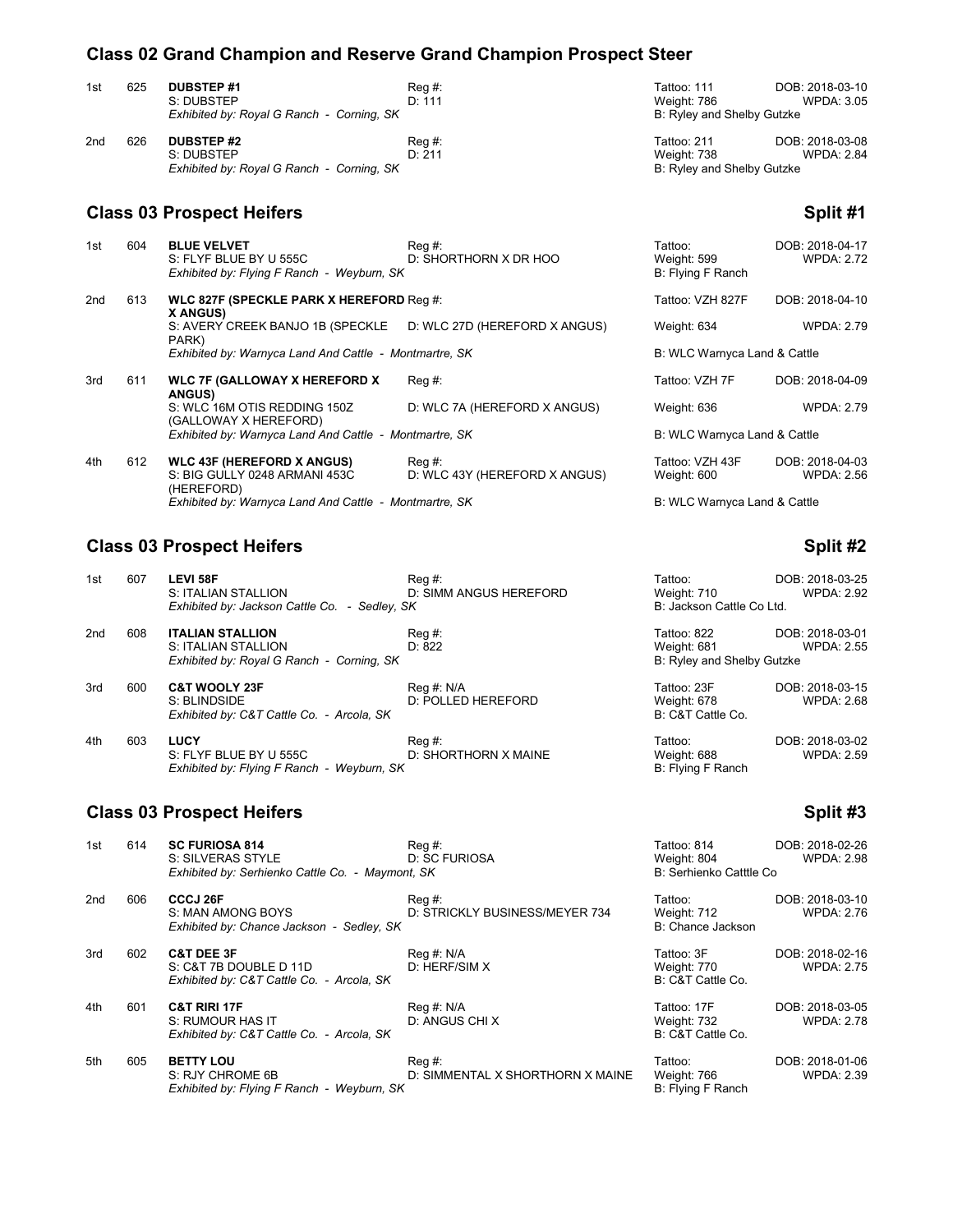## Class 02 Grand Champion and Reserve Grand Champion Prospect Steer

| Place | No. | Name / Sire / Exhibitor | Reg # / Dam | Tattoo / Weight / Breeder | DOB / WPDA |
|---|---|---|---|---|---|
| 1st | 625 | **DUBSTEP #1**<br>S: DUBSTEP<br>*Exhibited by: Royal G Ranch - Corning, SK* | Reg #:<br>D: 111 | Tattoo: 111<br>Weight: 786<br>B: Ryley and Shelby Gutzke | DOB: 2018-03-10<br>WPDA: 3.05 |
| 2nd | 626 | **DUBSTEP #2**<br>S: DUBSTEP<br>*Exhibited by: Royal G Ranch - Corning, SK* | Reg #:<br>D: 211 | Tattoo: 211<br>Weight: 738<br>B: Ryley and Shelby Gutzke | DOB: 2018-03-08<br>WPDA: 2.84 |

## Class 03 Prospect Heifers — Split #1

| Place | No. | Name / Sire / Exhibitor | Reg # / Dam | Tattoo / Weight / Breeder | DOB / WPDA |
|---|---|---|---|---|---|
| 1st | 604 | **BLUE VELVET**<br>S: FLYF BLUE BY U 555C<br>*Exhibited by: Flying F Ranch - Weyburn, SK* | Reg #:<br>D: SHORTHORN X DR HOO | Tattoo:<br>Weight: 599<br>B: Flying F Ranch | DOB: 2018-04-17<br>WPDA: 2.72 |
| 2nd | 613 | **WLC 827F (SPECKLE PARK X HEREFORD X ANGUS)**<br>S: AVERY CREEK BANJO 1B (SPECKLE PARK)<br>*Exhibited by: Warnyca Land And Cattle - Montmartre, SK* | Reg #:<br>D: WLC 27D (HEREFORD X ANGUS) | Tattoo: VZH 827F<br>Weight: 634<br>B: WLC Warnyca Land & Cattle | DOB: 2018-04-10<br>WPDA: 2.79 |
| 3rd | 611 | **WLC 7F (GALLOWAY X HEREFORD X ANGUS)**<br>S: WLC 16M OTIS REDDING 150Z (GALLOWAY X HEREFORD)<br>*Exhibited by: Warnyca Land And Cattle - Montmartre, SK* | Reg #:<br>D: WLC 7A (HEREFORD X ANGUS) | Tattoo: VZH 7F<br>Weight: 636<br>B: WLC Warnyca Land & Cattle | DOB: 2018-04-09<br>WPDA: 2.79 |
| 4th | 612 | **WLC 43F (HEREFORD X ANGUS)**<br>S: BIG GULLY 0248 ARMANI 453C (HEREFORD)<br>*Exhibited by: Warnyca Land And Cattle - Montmartre, SK* | Reg #:<br>D: WLC 43Y (HEREFORD X ANGUS) | Tattoo: VZH 43F<br>Weight: 600<br>B: WLC Warnyca Land & Cattle | DOB: 2018-04-03<br>WPDA: 2.56 |

## Class 03 Prospect Heifers — Split #2

| Place | No. | Name / Sire / Exhibitor | Reg # / Dam | Tattoo / Weight / Breeder | DOB / WPDA |
|---|---|---|---|---|---|
| 1st | 607 | **LEVI 58F**<br>S: ITALIAN STALLION<br>*Exhibited by: Jackson Cattle Co. - Sedley, SK* | Reg #:<br>D: SIMM ANGUS HEREFORD | Tattoo:<br>Weight: 710<br>B: Jackson Cattle Co Ltd. | DOB: 2018-03-25<br>WPDA: 2.92 |
| 2nd | 608 | **ITALIAN STALLION**<br>S: ITALIAN STALLION<br>*Exhibited by: Royal G Ranch - Corning, SK* | Reg #:<br>D: 822 | Tattoo: 822<br>Weight: 681<br>B: Ryley and Shelby Gutzke | DOB: 2018-03-01<br>WPDA: 2.55 |
| 3rd | 600 | **C&T WOOLY 23F**<br>S: BLINDSIDE<br>*Exhibited by: C&T Cattle Co. - Arcola, SK* | Reg #: N/A<br>D: POLLED HEREFORD | Tattoo: 23F<br>Weight: 678<br>B: C&T Cattle Co. | DOB: 2018-03-15<br>WPDA: 2.68 |
| 4th | 603 | **LUCY**<br>S: FLYF BLUE BY U 555C<br>*Exhibited by: Flying F Ranch - Weyburn, SK* | Reg #:<br>D: SHORTHORN X MAINE | Tattoo:<br>Weight: 688<br>B: Flying F Ranch | DOB: 2018-03-02<br>WPDA: 2.59 |

## Class 03 Prospect Heifers — Split #3

| Place | No. | Name / Sire / Exhibitor | Reg # / Dam | Tattoo / Weight / Breeder | DOB / WPDA |
|---|---|---|---|---|---|
| 1st | 614 | **SC FURIOSA 814**<br>S: SILVERAS STYLE<br>*Exhibited by: Serhienko Cattle Co. - Maymont, SK* | Reg #:<br>D: SC FURIOSA | Tattoo: 814<br>Weight: 804<br>B: Serhienko Catttle Co | DOB: 2018-02-26<br>WPDA: 2.98 |
| 2nd | 606 | **CCCJ 26F**<br>S: MAN AMONG BOYS<br>*Exhibited by: Chance Jackson - Sedley, SK* | Reg #:<br>D: STRICKLY BUSINESS/MEYER 734 | Tattoo:<br>Weight: 712<br>B: Chance Jackson | DOB: 2018-03-10<br>WPDA: 2.76 |
| 3rd | 602 | **C&T DEE 3F**<br>S: C&T 7B DOUBLE D 11D<br>*Exhibited by: C&T Cattle Co. - Arcola, SK* | Reg #: N/A<br>D: HERF/SIM X | Tattoo: 3F<br>Weight: 770<br>B: C&T Cattle Co. | DOB: 2018-02-16<br>WPDA: 2.75 |
| 4th | 601 | **C&T RIRI 17F**<br>S: RUMOUR HAS IT<br>*Exhibited by: C&T Cattle Co. - Arcola, SK* | Reg #: N/A<br>D: ANGUS CHI X | Tattoo: 17F<br>Weight: 732<br>B: C&T Cattle Co. | DOB: 2018-03-05<br>WPDA: 2.78 |
| 5th | 605 | **BETTY LOU**<br>S: RJY CHROME 6B<br>*Exhibited by: Flying F Ranch - Weyburn, SK* | Reg #:<br>D: SIMMENTAL X SHORTHORN X MAINE | Tattoo:<br>Weight: 766<br>B: Flying F Ranch | DOB: 2018-01-06<br>WPDA: 2.39 |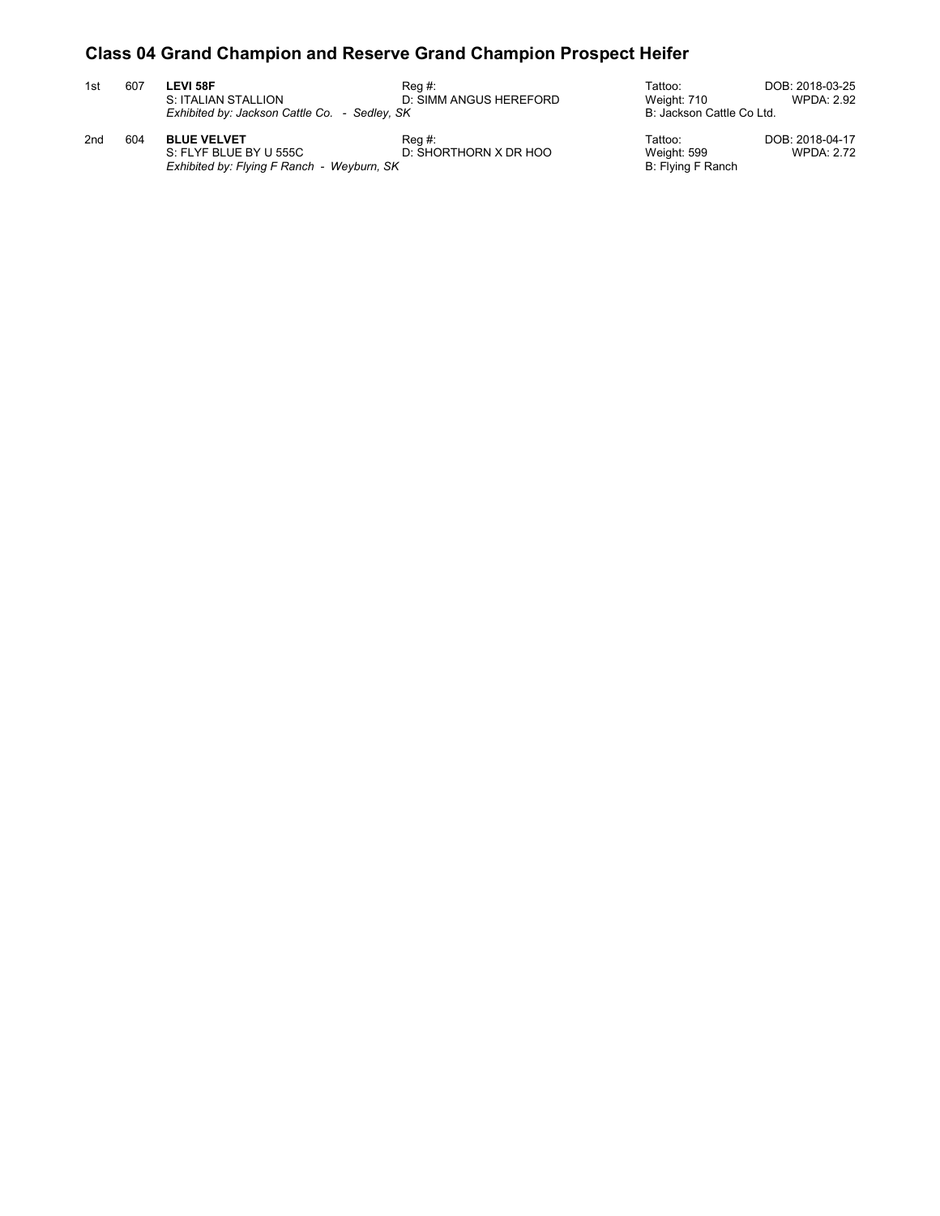## Class 04 Grand Champion and Reserve Grand Champion Prospect Heifer

| | | | | | |
|---|---|---|---|---|---|
| 1st | 607 | **LEVI 58F**<br>S: ITALIAN STALLION<br>*Exhibited by: Jackson Cattle Co. - Sedley, SK* | Reg #:<br>D: SIMM ANGUS HEREFORD | Tattoo:<br>Weight: 710<br>B: Jackson Cattle Co Ltd. | DOB: 2018-03-25<br>WPDA: 2.92 |
| 2nd | 604 | **BLUE VELVET**<br>S: FLYF BLUE BY U 555C<br>*Exhibited by: Flying F Ranch - Weyburn, SK* | Reg #:<br>D: SHORTHORN X DR HOO | Tattoo:<br>Weight: 599<br>B: Flying F Ranch | DOB: 2018-04-17<br>WPDA: 2.72 |